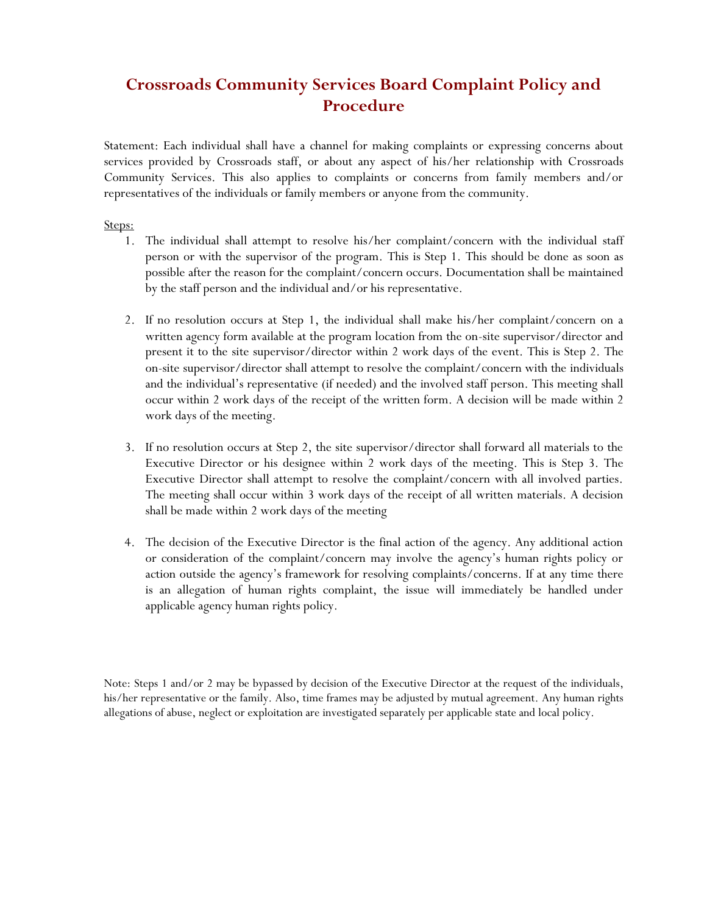# Crossroads Community Services Board Complaint Policy and Procedure

Statement: Each individual shall have a channel for making complaints or expressing concerns about services provided by Crossroads staff, or about any aspect of his/her relationship with Crossroads Community Services. This also applies to complaints or concerns from family members and/or representatives of the individuals or family members or anyone from the community.

Steps:

1. The individual shall attempt to resolve his/her complaint/concern with the individual staff person or with the supervisor of the program. This is Step 1. This should be done as soon as possible after the reason for the complaint/concern occurs. Documentation shall be maintained by the staff person and the individual and/or his representative.

2. If no resolution occurs at Step 1, the individual shall make his/her complaint/concern on a written agency form available at the program location from the on-site supervisor/director and present it to the site supervisor/director within 2 work days of the event. This is Step 2. The on-site supervisor/director shall attempt to resolve the complaint/concern with the individuals and the individual's representative (if needed) and the involved staff person. This meeting shall occur within 2 work days of the receipt of the written form. A decision will be made within 2 work days of the meeting.

3. If no resolution occurs at Step 2, the site supervisor/director shall forward all materials to the Executive Director or his designee within 2 work days of the meeting. This is Step 3. The Executive Director shall attempt to resolve the complaint/concern with all involved parties. The meeting shall occur within 3 work days of the receipt of all written materials. A decision shall be made within 2 work days of the meeting

4. The decision of the Executive Director is the final action of the agency. Any additional action or consideration of the complaint/concern may involve the agency's human rights policy or action outside the agency's framework for resolving complaints/concerns. If at any time there is an allegation of human rights complaint, the issue will immediately be handled under applicable agency human rights policy.

Note: Steps 1 and/or 2 may be bypassed by decision of the Executive Director at the request of the individuals, his/her representative or the family. Also, time frames may be adjusted by mutual agreement. Any human rights allegations of abuse, neglect or exploitation are investigated separately per applicable state and local policy.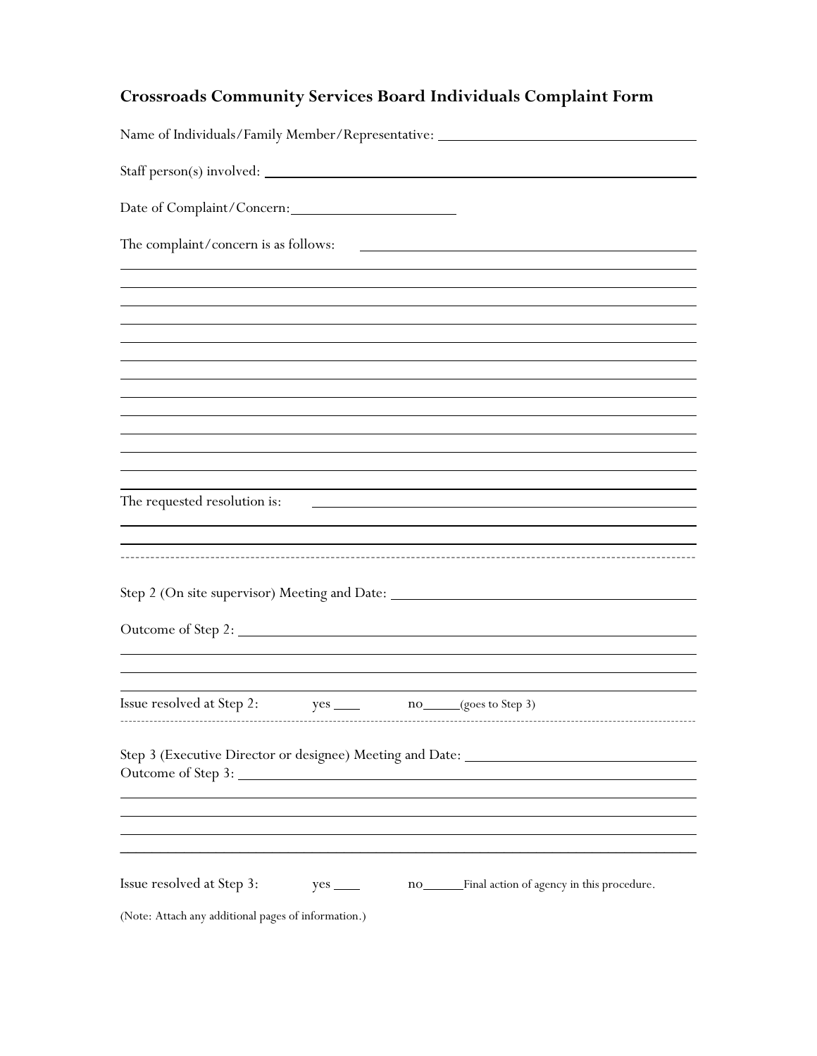## Crossroads Community Services Board Individuals Complaint Form

Name of Individuals/Family Member/Representative: ____________________________________

Staff person(s) involved: ____________________________________________________________

Date of Complaint/Concern: ______________________

The complaint/concern is as follows: _____________________________________________

_______________________________________________________________________________

_______________________________________________________________________________

_______________________________________________________________________________

_______________________________________________________________________________

_______________________________________________________________________________

_______________________________________________________________________________

_______________________________________________________________________________

_______________________________________________________________________________

_______________________________________________________________________________

_______________________________________________________________________________

_______________________________________________________________________________

_______________________________________________________________________________

The requested resolution is: _________________________________________________

_______________________________________________________________________________

_______________________________________________________________________________

---

Step 2 (On site supervisor) Meeting and Date: _________________________________________

Outcome of Step 2: ____________________________________________________________

_______________________________________________________________________________

_______________________________________________________________________________

_______________________________________________________________________________

Issue resolved at Step 2: yes ____ no_____(goes to Step 3)

---

Step 3 (Executive Director or designee) Meeting and Date: __________________________

Outcome of Step 3: ____________________________________________________________

_______________________________________________________________________________

_______________________________________________________________________________

_______________________________________________________________________________

_______________________________________________________________________________

Issue resolved at Step 3: yes ____ no_____Final action of agency in this procedure.

(Note: Attach any additional pages of information.)